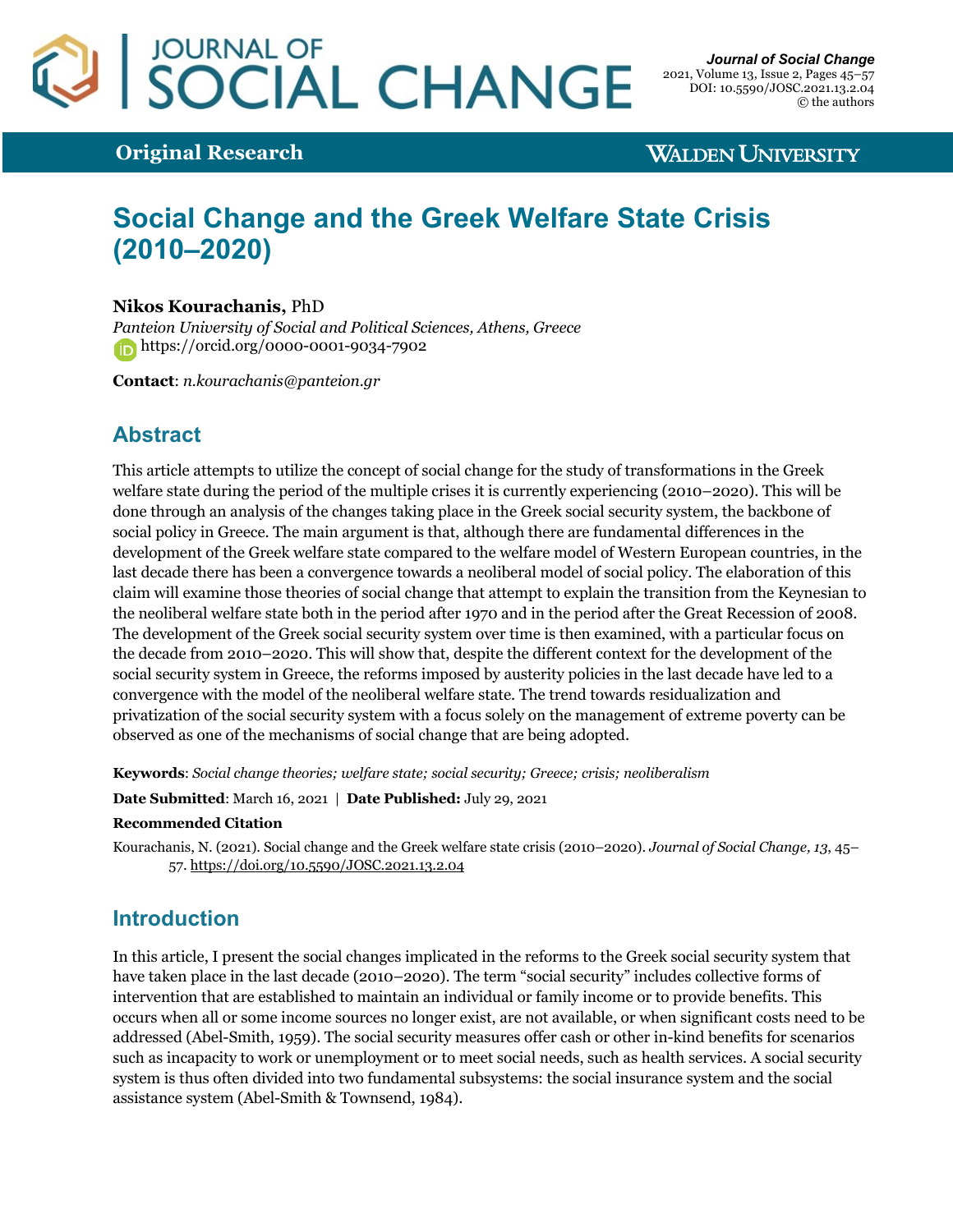Original Research

# Social Change and the Greek Welfare State Crisis (2010–2020)

**Nikos Kourachanis,** PhD

*Panteion University of Social and Political Sciences, Athens, Greece*

https://orcid.org/0000-0001-9034-7902

**Contact**: *n.kourachanis@panteion.gr*

## Abstract

This article attempts to utilize the concept of social change for the study of transformations in the Greek welfare state during the period of the multiple crises it is currently experiencing (2010–2020). This will be done through an analysis of the changes taking place in the Greek social security system, the backbone of social policy in Greece. The main argument is that, although there are fundamental differences in the development of the Greek welfare state compared to the welfare model of Western European countries, in the last decade there has been a convergence towards a neoliberal model of social policy. The elaboration of this claim will examine those theories of social change that attempt to explain the transition from the Keynesian to the neoliberal welfare state both in the period after 1970 and in the period after the Great Recession of 2008. The development of the Greek social security system over time is then examined, with a particular focus on the decade from 2010–2020. This will show that, despite the different context for the development of the social security system in Greece, the reforms imposed by austerity policies in the last decade have led to a convergence with the model of the neoliberal welfare state. The trend towards residualization and privatization of the social security system with a focus solely on the management of extreme poverty can be observed as one of the mechanisms of social change that are being adopted.

**Keywords**: *Social change theories; welfare state; social security; Greece; crisis; neoliberalism*

**Date Submitted**: March 16, 2021 | **Date Published:** July 29, 2021

**Recommended Citation**

Kourachanis, N. (2021). Social change and the Greek welfare state crisis (2010–2020). *Journal of Social Change, 13,* 45–57. https://doi.org/10.5590/JOSC.2021.13.2.04

## Introduction

In this article, I present the social changes implicated in the reforms to the Greek social security system that have taken place in the last decade (2010–2020). The term "social security" includes collective forms of intervention that are established to maintain an individual or family income or to provide benefits. This occurs when all or some income sources no longer exist, are not available, or when significant costs need to be addressed (Abel-Smith, 1959). The social security measures offer cash or other in-kind benefits for scenarios such as incapacity to work or unemployment or to meet social needs, such as health services. A social security system is thus often divided into two fundamental subsystems: the social insurance system and the social assistance system (Abel-Smith & Townsend, 1984).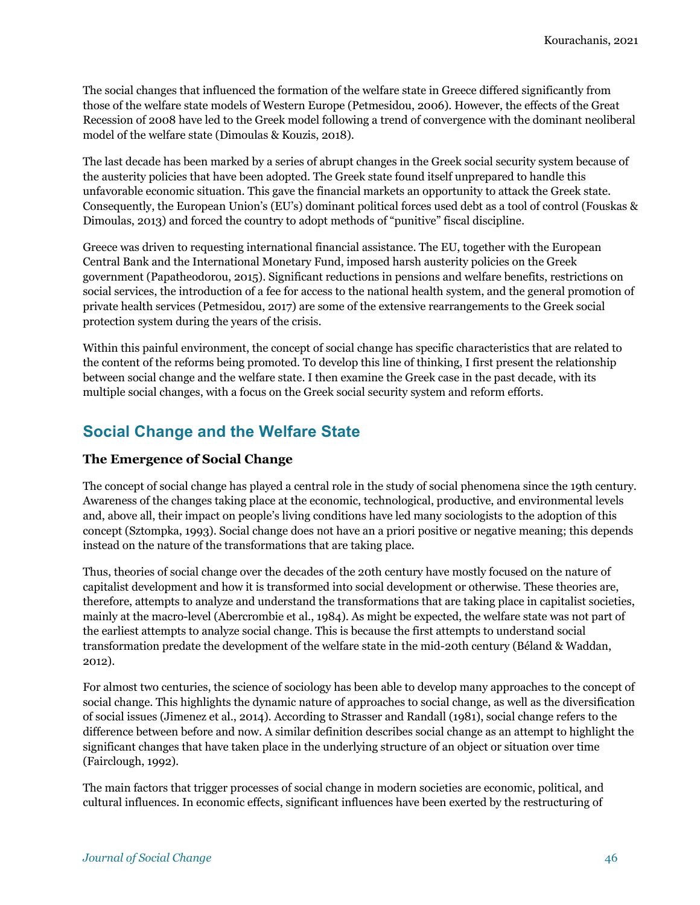The social changes that influenced the formation of the welfare state in Greece differed significantly from those of the welfare state models of Western Europe (Petmesidou, 2006). However, the effects of the Great Recession of 2008 have led to the Greek model following a trend of convergence with the dominant neoliberal model of the welfare state (Dimoulas & Kouzis, 2018).

The last decade has been marked by a series of abrupt changes in the Greek social security system because of the austerity policies that have been adopted. The Greek state found itself unprepared to handle this unfavorable economic situation. This gave the financial markets an opportunity to attack the Greek state. Consequently, the European Union's (EU's) dominant political forces used debt as a tool of control (Fouskas & Dimoulas, 2013) and forced the country to adopt methods of "punitive" fiscal discipline.

Greece was driven to requesting international financial assistance. The EU, together with the European Central Bank and the International Monetary Fund, imposed harsh austerity policies on the Greek government (Papatheodorou, 2015). Significant reductions in pensions and welfare benefits, restrictions on social services, the introduction of a fee for access to the national health system, and the general promotion of private health services (Petmesidou, 2017) are some of the extensive rearrangements to the Greek social protection system during the years of the crisis.

Within this painful environment, the concept of social change has specific characteristics that are related to the content of the reforms being promoted. To develop this line of thinking, I first present the relationship between social change and the welfare state. I then examine the Greek case in the past decade, with its multiple social changes, with a focus on the Greek social security system and reform efforts.

## Social Change and the Welfare State

### The Emergence of Social Change

The concept of social change has played a central role in the study of social phenomena since the 19th century. Awareness of the changes taking place at the economic, technological, productive, and environmental levels and, above all, their impact on people's living conditions have led many sociologists to the adoption of this concept (Sztompka, 1993). Social change does not have an a priori positive or negative meaning; this depends instead on the nature of the transformations that are taking place.

Thus, theories of social change over the decades of the 20th century have mostly focused on the nature of capitalist development and how it is transformed into social development or otherwise. These theories are, therefore, attempts to analyze and understand the transformations that are taking place in capitalist societies, mainly at the macro-level (Abercrombie et al., 1984). As might be expected, the welfare state was not part of the earliest attempts to analyze social change. This is because the first attempts to understand social transformation predate the development of the welfare state in the mid-20th century (Béland & Waddan, 2012).

For almost two centuries, the science of sociology has been able to develop many approaches to the concept of social change. This highlights the dynamic nature of approaches to social change, as well as the diversification of social issues (Jimenez et al., 2014). According to Strasser and Randall (1981), social change refers to the difference between before and now. A similar definition describes social change as an attempt to highlight the significant changes that have taken place in the underlying structure of an object or situation over time (Fairclough, 1992).

The main factors that trigger processes of social change in modern societies are economic, political, and cultural influences. In economic effects, significant influences have been exerted by the restructuring of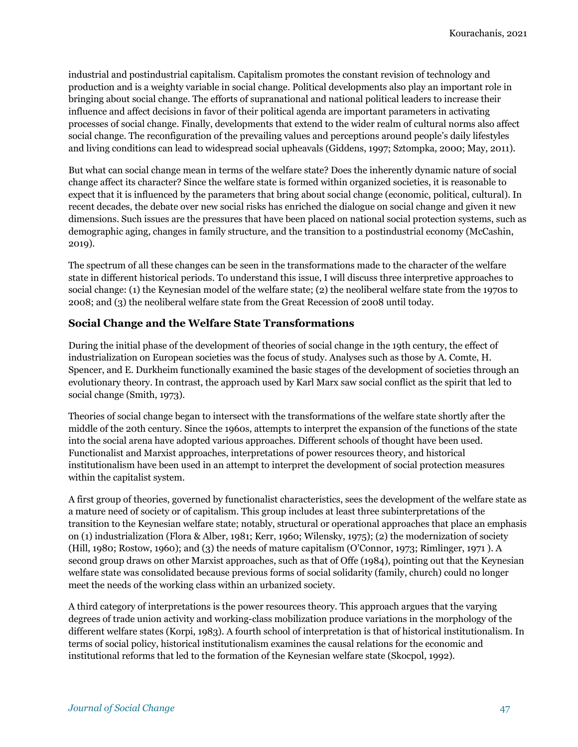industrial and postindustrial capitalism. Capitalism promotes the constant revision of technology and production and is a weighty variable in social change. Political developments also play an important role in bringing about social change. The efforts of supranational and national political leaders to increase their influence and affect decisions in favor of their political agenda are important parameters in activating processes of social change. Finally, developments that extend to the wider realm of cultural norms also affect social change. The reconfiguration of the prevailing values and perceptions around people's daily lifestyles and living conditions can lead to widespread social upheavals (Giddens, 1997; Sztompka, 2000; May, 2011).

But what can social change mean in terms of the welfare state? Does the inherently dynamic nature of social change affect its character? Since the welfare state is formed within organized societies, it is reasonable to expect that it is influenced by the parameters that bring about social change (economic, political, cultural). In recent decades, the debate over new social risks has enriched the dialogue on social change and given it new dimensions. Such issues are the pressures that have been placed on national social protection systems, such as demographic aging, changes in family structure, and the transition to a postindustrial economy (McCashin, 2019).

The spectrum of all these changes can be seen in the transformations made to the character of the welfare state in different historical periods. To understand this issue, I will discuss three interpretive approaches to social change: (1) the Keynesian model of the welfare state; (2) the neoliberal welfare state from the 1970s to 2008; and (3) the neoliberal welfare state from the Great Recession of 2008 until today.

## Social Change and the Welfare State Transformations

During the initial phase of the development of theories of social change in the 19th century, the effect of industrialization on European societies was the focus of study. Analyses such as those by A. Comte, H. Spencer, and E. Durkheim functionally examined the basic stages of the development of societies through an evolutionary theory. In contrast, the approach used by Karl Marx saw social conflict as the spirit that led to social change (Smith, 1973).

Theories of social change began to intersect with the transformations of the welfare state shortly after the middle of the 20th century. Since the 1960s, attempts to interpret the expansion of the functions of the state into the social arena have adopted various approaches. Different schools of thought have been used. Functionalist and Marxist approaches, interpretations of power resources theory, and historical institutionalism have been used in an attempt to interpret the development of social protection measures within the capitalist system.

A first group of theories, governed by functionalist characteristics, sees the development of the welfare state as a mature need of society or of capitalism. This group includes at least three subinterpretations of the transition to the Keynesian welfare state; notably, structural or operational approaches that place an emphasis on (1) industrialization (Flora & Alber, 1981; Kerr, 1960; Wilensky, 1975); (2) the modernization of society (Hill, 1980; Rostow, 1960); and (3) the needs of mature capitalism (O'Connor, 1973; Rimlinger, 1971 ). A second group draws on other Marxist approaches, such as that of Offe (1984), pointing out that the Keynesian welfare state was consolidated because previous forms of social solidarity (family, church) could no longer meet the needs of the working class within an urbanized society.

A third category of interpretations is the power resources theory. This approach argues that the varying degrees of trade union activity and working-class mobilization produce variations in the morphology of the different welfare states (Korpi, 1983). A fourth school of interpretation is that of historical institutionalism. In terms of social policy, historical institutionalism examines the causal relations for the economic and institutional reforms that led to the formation of the Keynesian welfare state (Skocpol, 1992).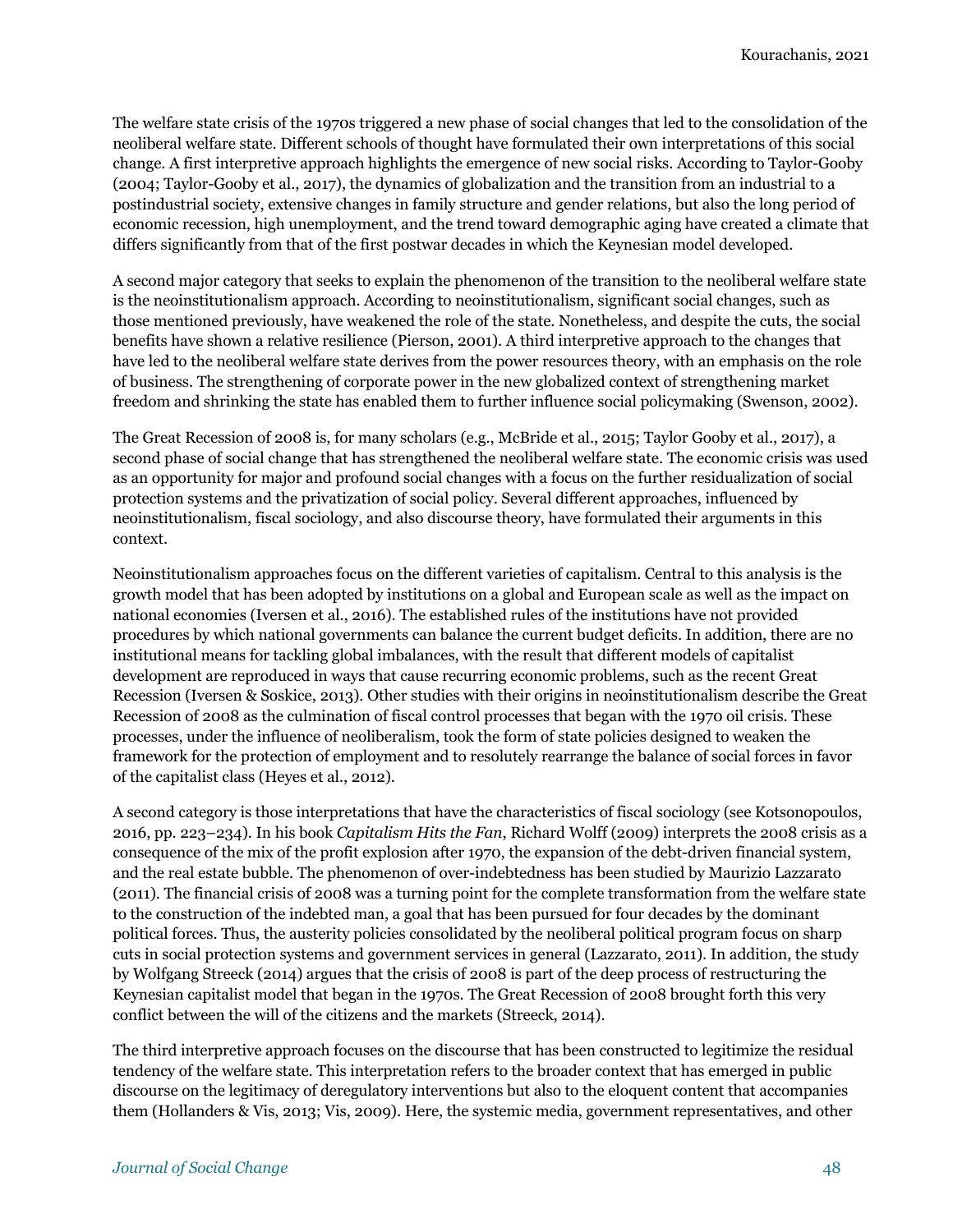The welfare state crisis of the 1970s triggered a new phase of social changes that led to the consolidation of the neoliberal welfare state. Different schools of thought have formulated their own interpretations of this social change. A first interpretive approach highlights the emergence of new social risks. According to Taylor-Gooby (2004; Taylor-Gooby et al., 2017), the dynamics of globalization and the transition from an industrial to a postindustrial society, extensive changes in family structure and gender relations, but also the long period of economic recession, high unemployment, and the trend toward demographic aging have created a climate that differs significantly from that of the first postwar decades in which the Keynesian model developed.

A second major category that seeks to explain the phenomenon of the transition to the neoliberal welfare state is the neoinstitutionalism approach. According to neoinstitutionalism, significant social changes, such as those mentioned previously, have weakened the role of the state. Nonetheless, and despite the cuts, the social benefits have shown a relative resilience (Pierson, 2001). A third interpretive approach to the changes that have led to the neoliberal welfare state derives from the power resources theory, with an emphasis on the role of business. The strengthening of corporate power in the new globalized context of strengthening market freedom and shrinking the state has enabled them to further influence social policymaking (Swenson, 2002).

The Great Recession of 2008 is, for many scholars (e.g., McBride et al., 2015; Taylor Gooby et al., 2017), a second phase of social change that has strengthened the neoliberal welfare state. The economic crisis was used as an opportunity for major and profound social changes with a focus on the further residualization of social protection systems and the privatization of social policy. Several different approaches, influenced by neoinstitutionalism, fiscal sociology, and also discourse theory, have formulated their arguments in this context.

Neoinstitutionalism approaches focus on the different varieties of capitalism. Central to this analysis is the growth model that has been adopted by institutions on a global and European scale as well as the impact on national economies (Iversen et al., 2016). The established rules of the institutions have not provided procedures by which national governments can balance the current budget deficits. In addition, there are no institutional means for tackling global imbalances, with the result that different models of capitalist development are reproduced in ways that cause recurring economic problems, such as the recent Great Recession (Iversen & Soskice, 2013). Other studies with their origins in neoinstitutionalism describe the Great Recession of 2008 as the culmination of fiscal control processes that began with the 1970 oil crisis. These processes, under the influence of neoliberalism, took the form of state policies designed to weaken the framework for the protection of employment and to resolutely rearrange the balance of social forces in favor of the capitalist class (Heyes et al., 2012).

A second category is those interpretations that have the characteristics of fiscal sociology (see Kotsonopoulos, 2016, pp. 223–234). In his book *Capitalism Hits the Fan*, Richard Wolff (2009) interprets the 2008 crisis as a consequence of the mix of the profit explosion after 1970, the expansion of the debt-driven financial system, and the real estate bubble. The phenomenon of over-indebtedness has been studied by Maurizio Lazzarato (2011). The financial crisis of 2008 was a turning point for the complete transformation from the welfare state to the construction of the indebted man, a goal that has been pursued for four decades by the dominant political forces. Thus, the austerity policies consolidated by the neoliberal political program focus on sharp cuts in social protection systems and government services in general (Lazzarato, 2011). In addition, the study by Wolfgang Streeck (2014) argues that the crisis of 2008 is part of the deep process of restructuring the Keynesian capitalist model that began in the 1970s. The Great Recession of 2008 brought forth this very conflict between the will of the citizens and the markets (Streeck, 2014).

The third interpretive approach focuses on the discourse that has been constructed to legitimize the residual tendency of the welfare state. This interpretation refers to the broader context that has emerged in public discourse on the legitimacy of deregulatory interventions but also to the eloquent content that accompanies them (Hollanders & Vis, 2013; Vis, 2009). Here, the systemic media, government representatives, and other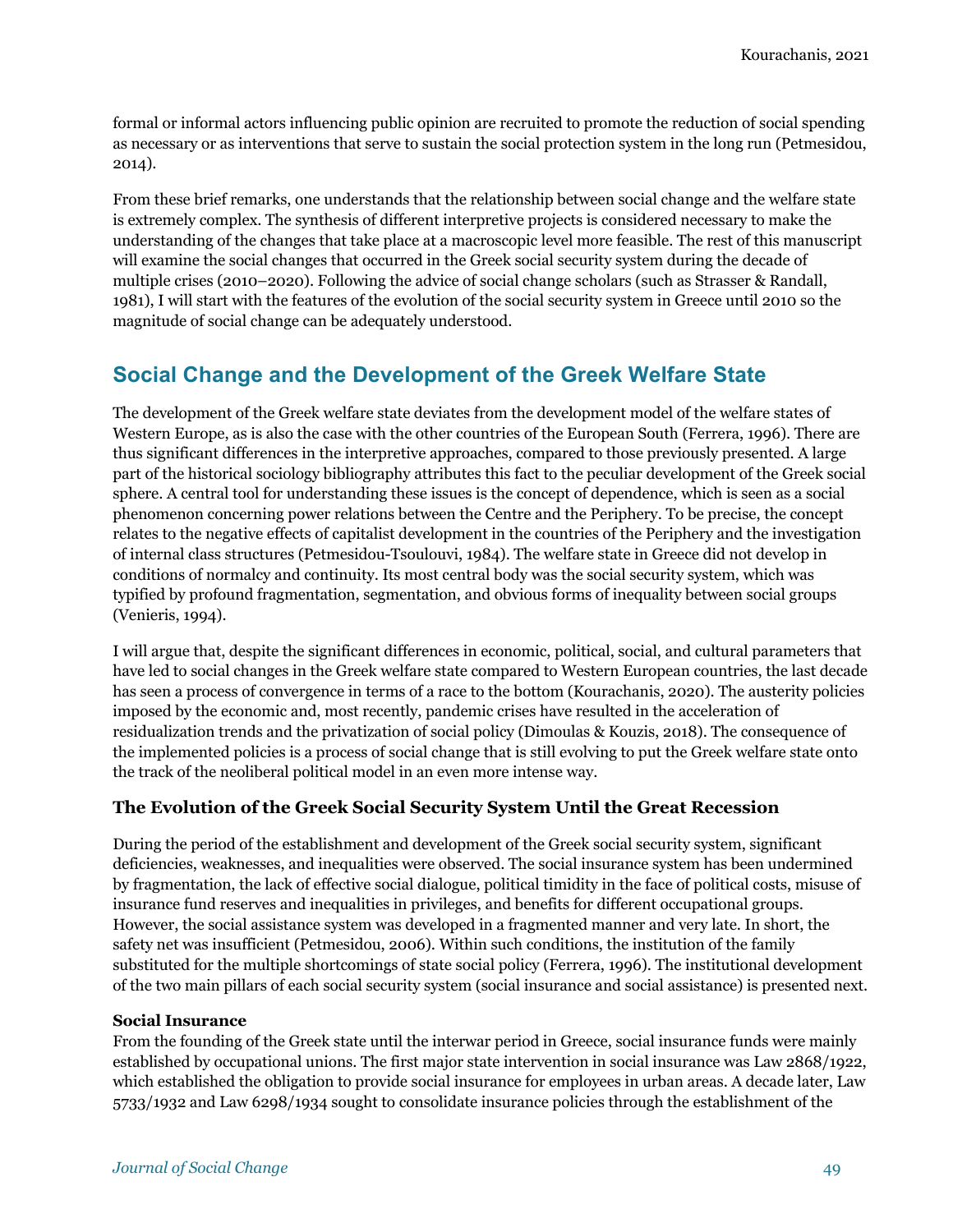formal or informal actors influencing public opinion are recruited to promote the reduction of social spending as necessary or as interventions that serve to sustain the social protection system in the long run (Petmesidou, 2014).

From these brief remarks, one understands that the relationship between social change and the welfare state is extremely complex. The synthesis of different interpretive projects is considered necessary to make the understanding of the changes that take place at a macroscopic level more feasible. The rest of this manuscript will examine the social changes that occurred in the Greek social security system during the decade of multiple crises (2010–2020). Following the advice of social change scholars (such as Strasser & Randall, 1981), I will start with the features of the evolution of the social security system in Greece until 2010 so the magnitude of social change can be adequately understood.

## Social Change and the Development of the Greek Welfare State

The development of the Greek welfare state deviates from the development model of the welfare states of Western Europe, as is also the case with the other countries of the European South (Ferrera, 1996). There are thus significant differences in the interpretive approaches, compared to those previously presented. A large part of the historical sociology bibliography attributes this fact to the peculiar development of the Greek social sphere. A central tool for understanding these issues is the concept of dependence, which is seen as a social phenomenon concerning power relations between the Centre and the Periphery. To be precise, the concept relates to the negative effects of capitalist development in the countries of the Periphery and the investigation of internal class structures (Petmesidou-Tsoulouvi, 1984). The welfare state in Greece did not develop in conditions of normalcy and continuity. Its most central body was the social security system, which was typified by profound fragmentation, segmentation, and obvious forms of inequality between social groups (Venieris, 1994).

I will argue that, despite the significant differences in economic, political, social, and cultural parameters that have led to social changes in the Greek welfare state compared to Western European countries, the last decade has seen a process of convergence in terms of a race to the bottom (Kourachanis, 2020). The austerity policies imposed by the economic and, most recently, pandemic crises have resulted in the acceleration of residualization trends and the privatization of social policy (Dimoulas & Kouzis, 2018). The consequence of the implemented policies is a process of social change that is still evolving to put the Greek welfare state onto the track of the neoliberal political model in an even more intense way.

### The Evolution of the Greek Social Security System Until the Great Recession

During the period of the establishment and development of the Greek social security system, significant deficiencies, weaknesses, and inequalities were observed. The social insurance system has been undermined by fragmentation, the lack of effective social dialogue, political timidity in the face of political costs, misuse of insurance fund reserves and inequalities in privileges, and benefits for different occupational groups. However, the social assistance system was developed in a fragmented manner and very late. In short, the safety net was insufficient (Petmesidou, 2006). Within such conditions, the institution of the family substituted for the multiple shortcomings of state social policy (Ferrera, 1996). The institutional development of the two main pillars of each social security system (social insurance and social assistance) is presented next.

#### Social Insurance

From the founding of the Greek state until the interwar period in Greece, social insurance funds were mainly established by occupational unions. The first major state intervention in social insurance was Law 2868/1922, which established the obligation to provide social insurance for employees in urban areas. A decade later, Law 5733/1932 and Law 6298/1934 sought to consolidate insurance policies through the establishment of the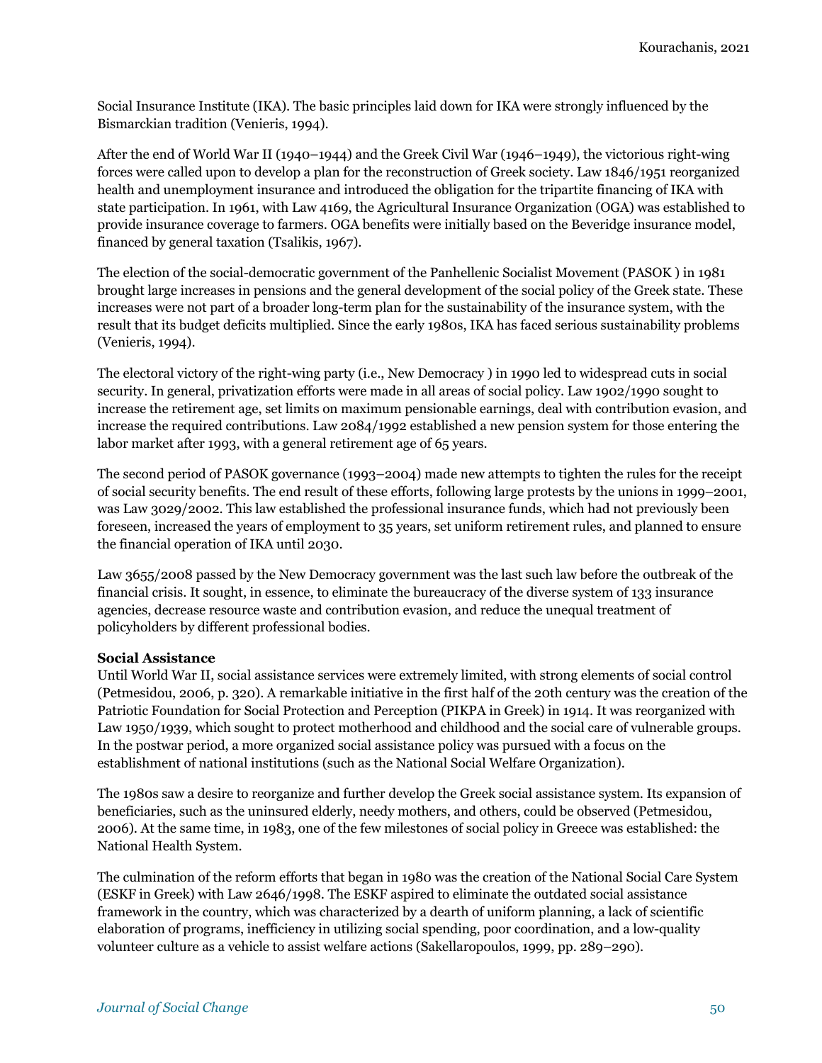Social Insurance Institute (IKA). The basic principles laid down for IKA were strongly influenced by the Bismarckian tradition (Venieris, 1994).

After the end of World War II (1940–1944) and the Greek Civil War (1946–1949), the victorious right-wing forces were called upon to develop a plan for the reconstruction of Greek society. Law 1846/1951 reorganized health and unemployment insurance and introduced the obligation for the tripartite financing of IKA with state participation. In 1961, with Law 4169, the Agricultural Insurance Organization (OGA) was established to provide insurance coverage to farmers. OGA benefits were initially based on the Beveridge insurance model, financed by general taxation (Tsalikis, 1967).

The election of the social-democratic government of the Panhellenic Socialist Movement (PASOK ) in 1981 brought large increases in pensions and the general development of the social policy of the Greek state. These increases were not part of a broader long-term plan for the sustainability of the insurance system, with the result that its budget deficits multiplied. Since the early 1980s, IKA has faced serious sustainability problems (Venieris, 1994).

The electoral victory of the right-wing party (i.e., New Democracy ) in 1990 led to widespread cuts in social security. In general, privatization efforts were made in all areas of social policy. Law 1902/1990 sought to increase the retirement age, set limits on maximum pensionable earnings, deal with contribution evasion, and increase the required contributions. Law 2084/1992 established a new pension system for those entering the labor market after 1993, with a general retirement age of 65 years.

The second period of PASOK governance (1993–2004) made new attempts to tighten the rules for the receipt of social security benefits. The end result of these efforts, following large protests by the unions in 1999–2001, was Law 3029/2002. This law established the professional insurance funds, which had not previously been foreseen, increased the years of employment to 35 years, set uniform retirement rules, and planned to ensure the financial operation of IKA until 2030.

Law 3655/2008 passed by the New Democracy government was the last such law before the outbreak of the financial crisis. It sought, in essence, to eliminate the bureaucracy of the diverse system of 133 insurance agencies, decrease resource waste and contribution evasion, and reduce the unequal treatment of policyholders by different professional bodies.

**Social Assistance**

Until World War II, social assistance services were extremely limited, with strong elements of social control (Petmesidou, 2006, p. 320). A remarkable initiative in the first half of the 20th century was the creation of the Patriotic Foundation for Social Protection and Perception (PIKPA in Greek) in 1914. It was reorganized with Law 1950/1939, which sought to protect motherhood and childhood and the social care of vulnerable groups. In the postwar period, a more organized social assistance policy was pursued with a focus on the establishment of national institutions (such as the National Social Welfare Organization).

The 1980s saw a desire to reorganize and further develop the Greek social assistance system. Its expansion of beneficiaries, such as the uninsured elderly, needy mothers, and others, could be observed (Petmesidou, 2006). At the same time, in 1983, one of the few milestones of social policy in Greece was established: the National Health System.

The culmination of the reform efforts that began in 1980 was the creation of the National Social Care System (ESKF in Greek) with Law 2646/1998. The ESKF aspired to eliminate the outdated social assistance framework in the country, which was characterized by a dearth of uniform planning, a lack of scientific elaboration of programs, inefficiency in utilizing social spending, poor coordination, and a low-quality volunteer culture as a vehicle to assist welfare actions (Sakellaropoulos, 1999, pp. 289–290).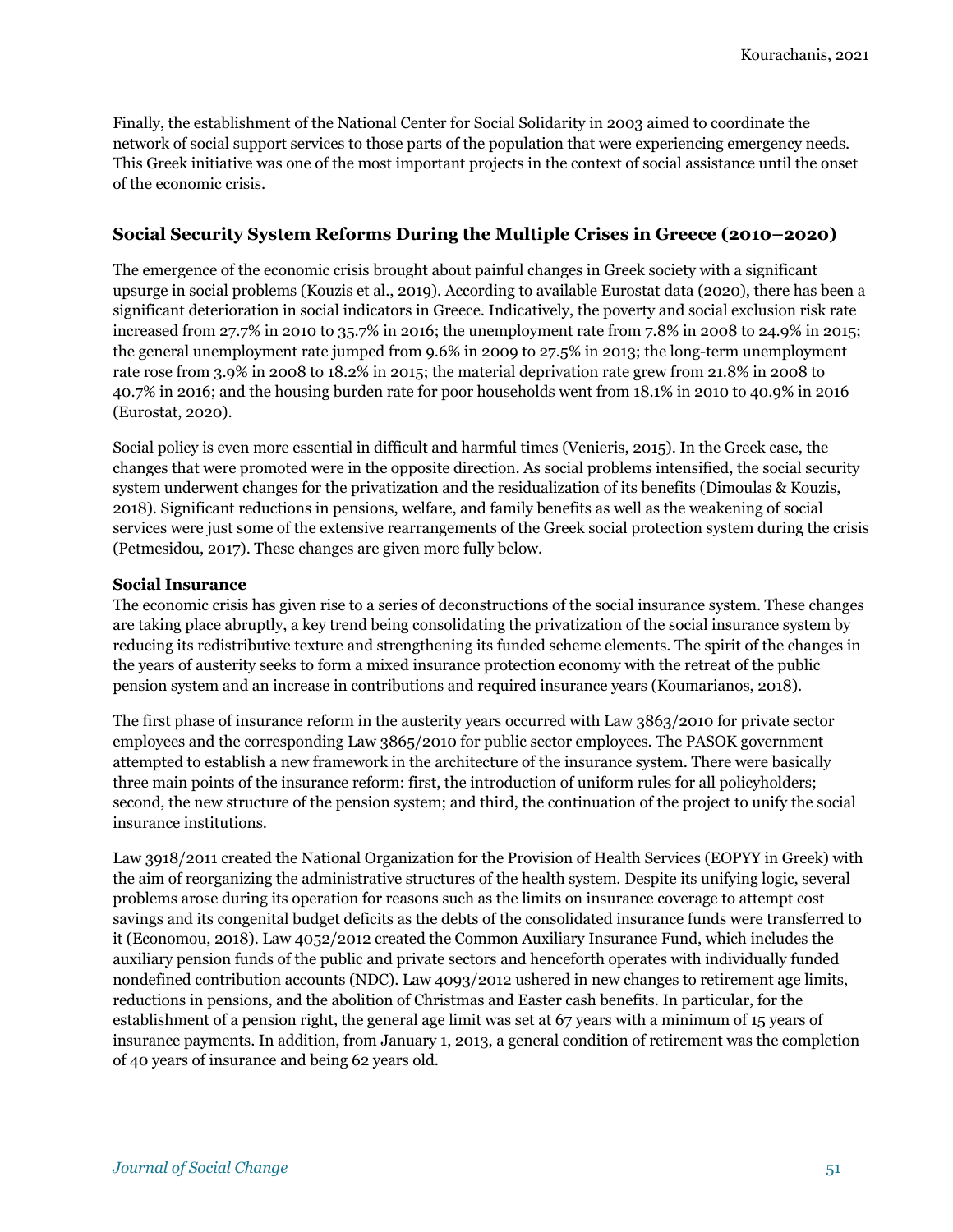Finally, the establishment of the National Center for Social Solidarity in 2003 aimed to coordinate the network of social support services to those parts of the population that were experiencing emergency needs. This Greek initiative was one of the most important projects in the context of social assistance until the onset of the economic crisis.

## Social Security System Reforms During the Multiple Crises in Greece (2010–2020)

The emergence of the economic crisis brought about painful changes in Greek society with a significant upsurge in social problems (Kouzis et al., 2019). According to available Eurostat data (2020), there has been a significant deterioration in social indicators in Greece. Indicatively, the poverty and social exclusion risk rate increased from 27.7% in 2010 to 35.7% in 2016; the unemployment rate from 7.8% in 2008 to 24.9% in 2015; the general unemployment rate jumped from 9.6% in 2009 to 27.5% in 2013; the long-term unemployment rate rose from 3.9% in 2008 to 18.2% in 2015; the material deprivation rate grew from 21.8% in 2008 to 40.7% in 2016; and the housing burden rate for poor households went from 18.1% in 2010 to 40.9% in 2016 (Eurostat, 2020).

Social policy is even more essential in difficult and harmful times (Venieris, 2015). In the Greek case, the changes that were promoted were in the opposite direction. As social problems intensified, the social security system underwent changes for the privatization and the residualization of its benefits (Dimoulas & Kouzis, 2018). Significant reductions in pensions, welfare, and family benefits as well as the weakening of social services were just some of the extensive rearrangements of the Greek social protection system during the crisis (Petmesidou, 2017). These changes are given more fully below.

### Social Insurance

The economic crisis has given rise to a series of deconstructions of the social insurance system. These changes are taking place abruptly, a key trend being consolidating the privatization of the social insurance system by reducing its redistributive texture and strengthening its funded scheme elements. The spirit of the changes in the years of austerity seeks to form a mixed insurance protection economy with the retreat of the public pension system and an increase in contributions and required insurance years (Koumarianos, 2018).

The first phase of insurance reform in the austerity years occurred with Law 3863/2010 for private sector employees and the corresponding Law 3865/2010 for public sector employees. The PASOK government attempted to establish a new framework in the architecture of the insurance system. There were basically three main points of the insurance reform: first, the introduction of uniform rules for all policyholders; second, the new structure of the pension system; and third, the continuation of the project to unify the social insurance institutions.

Law 3918/2011 created the National Organization for the Provision of Health Services (EOPYY in Greek) with the aim of reorganizing the administrative structures of the health system. Despite its unifying logic, several problems arose during its operation for reasons such as the limits on insurance coverage to attempt cost savings and its congenital budget deficits as the debts of the consolidated insurance funds were transferred to it (Economou, 2018). Law 4052/2012 created the Common Auxiliary Insurance Fund, which includes the auxiliary pension funds of the public and private sectors and henceforth operates with individually funded nondefined contribution accounts (NDC). Law 4093/2012 ushered in new changes to retirement age limits, reductions in pensions, and the abolition of Christmas and Easter cash benefits. In particular, for the establishment of a pension right, the general age limit was set at 67 years with a minimum of 15 years of insurance payments. In addition, from January 1, 2013, a general condition of retirement was the completion of 40 years of insurance and being 62 years old.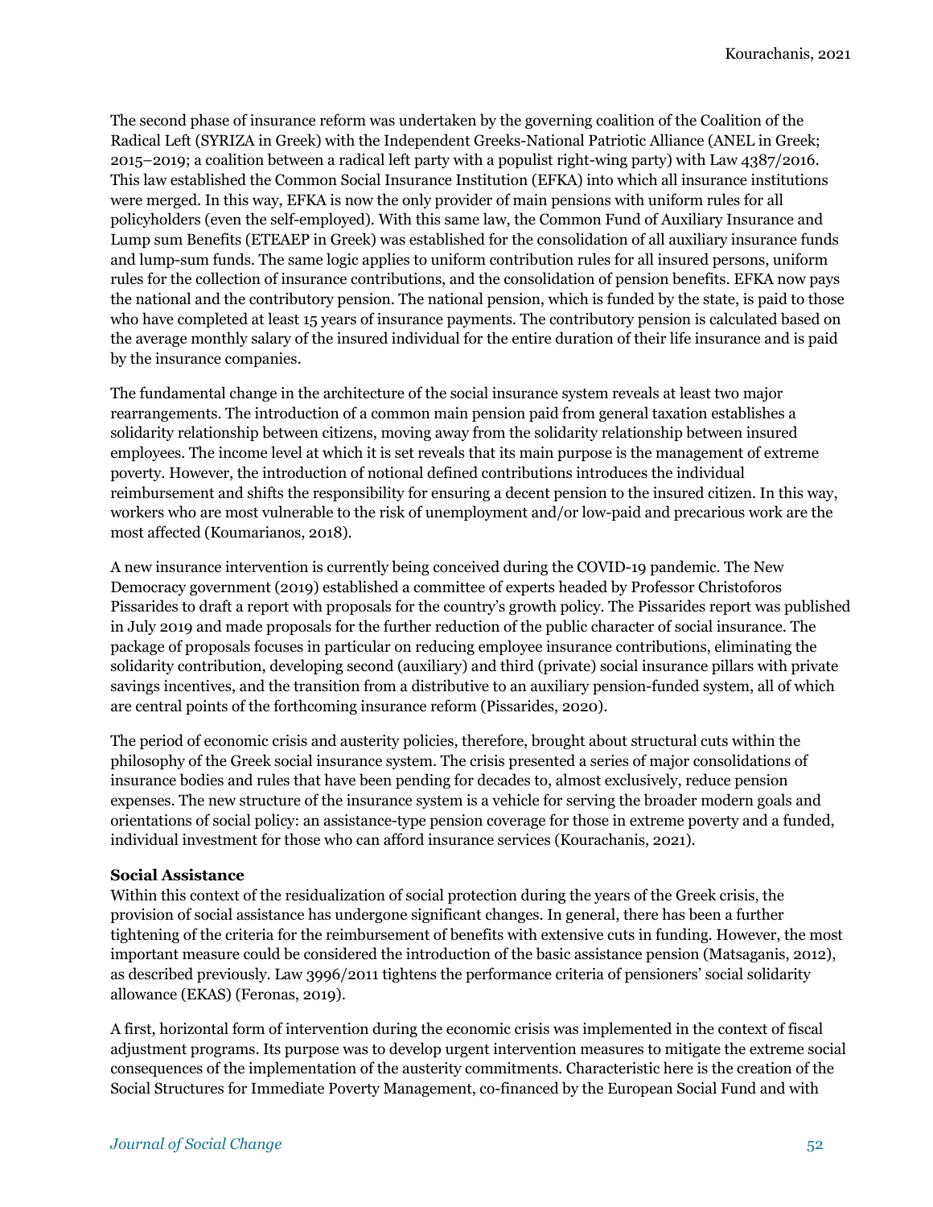The second phase of insurance reform was undertaken by the governing coalition of the Coalition of the Radical Left (SYRIZA in Greek) with the Independent Greeks-National Patriotic Alliance (ANEL in Greek; 2015–2019; a coalition between a radical left party with a populist right-wing party) with Law 4387/2016. This law established the Common Social Insurance Institution (EFKA) into which all insurance institutions were merged. In this way, EFKA is now the only provider of main pensions with uniform rules for all policyholders (even the self-employed). With this same law, the Common Fund of Auxiliary Insurance and Lump sum Benefits (ETEAEP in Greek) was established for the consolidation of all auxiliary insurance funds and lump-sum funds. The same logic applies to uniform contribution rules for all insured persons, uniform rules for the collection of insurance contributions, and the consolidation of pension benefits. EFKA now pays the national and the contributory pension. The national pension, which is funded by the state, is paid to those who have completed at least 15 years of insurance payments. The contributory pension is calculated based on the average monthly salary of the insured individual for the entire duration of their life insurance and is paid by the insurance companies.

The fundamental change in the architecture of the social insurance system reveals at least two major rearrangements. The introduction of a common main pension paid from general taxation establishes a solidarity relationship between citizens, moving away from the solidarity relationship between insured employees. The income level at which it is set reveals that its main purpose is the management of extreme poverty. However, the introduction of notional defined contributions introduces the individual reimbursement and shifts the responsibility for ensuring a decent pension to the insured citizen. In this way, workers who are most vulnerable to the risk of unemployment and/or low-paid and precarious work are the most affected (Koumarianos, 2018).

A new insurance intervention is currently being conceived during the COVID-19 pandemic. The New Democracy government (2019) established a committee of experts headed by Professor Christoforos Pissarides to draft a report with proposals for the country's growth policy. The Pissarides report was published in July 2019 and made proposals for the further reduction of the public character of social insurance. The package of proposals focuses in particular on reducing employee insurance contributions, eliminating the solidarity contribution, developing second (auxiliary) and third (private) social insurance pillars with private savings incentives, and the transition from a distributive to an auxiliary pension-funded system, all of which are central points of the forthcoming insurance reform (Pissarides, 2020).

The period of economic crisis and austerity policies, therefore, brought about structural cuts within the philosophy of the Greek social insurance system. The crisis presented a series of major consolidations of insurance bodies and rules that have been pending for decades to, almost exclusively, reduce pension expenses. The new structure of the insurance system is a vehicle for serving the broader modern goals and orientations of social policy: an assistance-type pension coverage for those in extreme poverty and a funded, individual investment for those who can afford insurance services (Kourachanis, 2021).

**Social Assistance**

Within this context of the residualization of social protection during the years of the Greek crisis, the provision of social assistance has undergone significant changes. In general, there has been a further tightening of the criteria for the reimbursement of benefits with extensive cuts in funding. However, the most important measure could be considered the introduction of the basic assistance pension (Matsaganis, 2012), as described previously. Law 3996/2011 tightens the performance criteria of pensioners' social solidarity allowance (EKAS) (Feronas, 2019).

A first, horizontal form of intervention during the economic crisis was implemented in the context of fiscal adjustment programs. Its purpose was to develop urgent intervention measures to mitigate the extreme social consequences of the implementation of the austerity commitments. Characteristic here is the creation of the Social Structures for Immediate Poverty Management, co-financed by the European Social Fund and with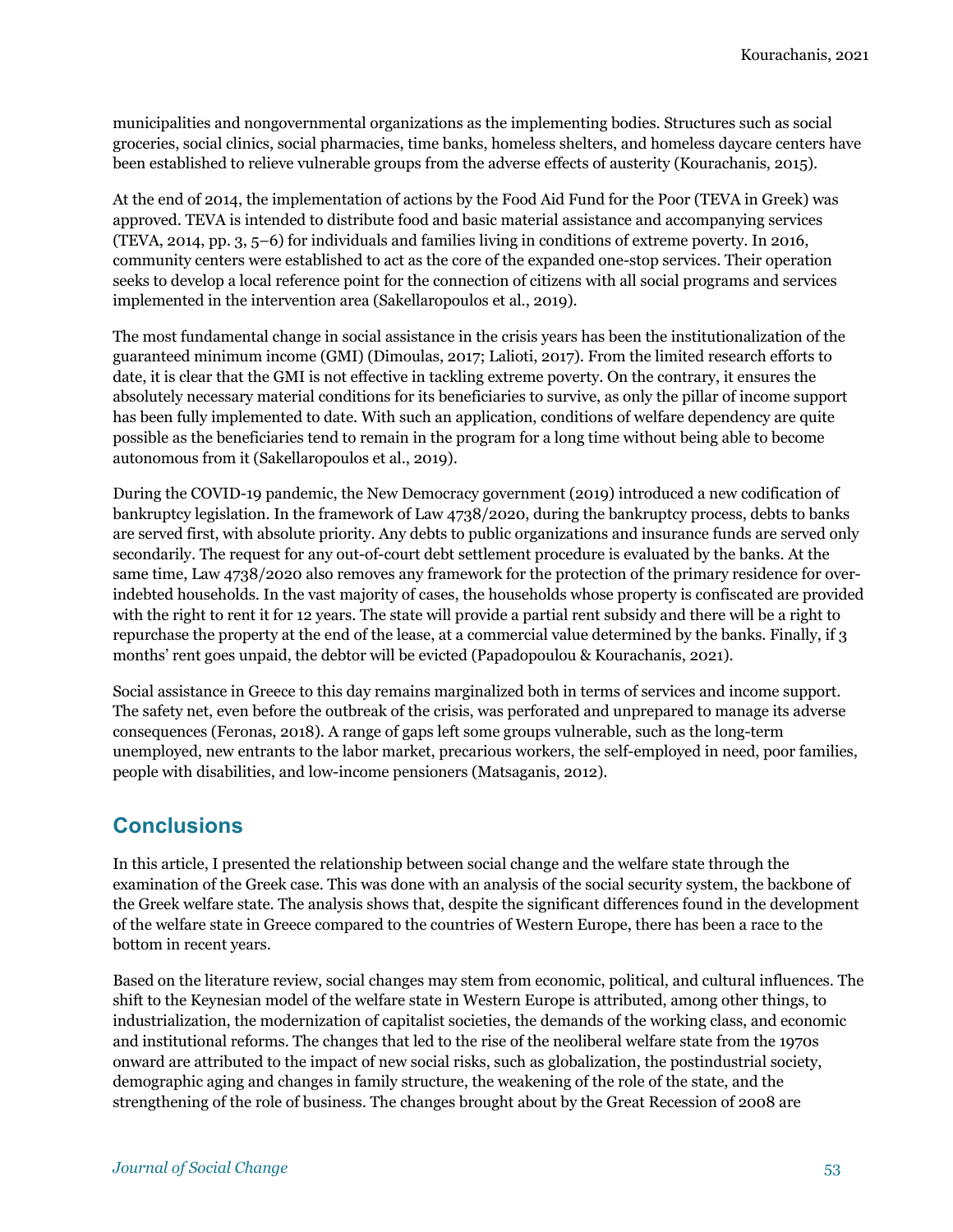municipalities and nongovernmental organizations as the implementing bodies. Structures such as social groceries, social clinics, social pharmacies, time banks, homeless shelters, and homeless daycare centers have been established to relieve vulnerable groups from the adverse effects of austerity (Kourachanis, 2015).

At the end of 2014, the implementation of actions by the Food Aid Fund for the Poor (TEVA in Greek) was approved. TEVA is intended to distribute food and basic material assistance and accompanying services (TEVA, 2014, pp. 3, 5–6) for individuals and families living in conditions of extreme poverty. In 2016, community centers were established to act as the core of the expanded one-stop services. Their operation seeks to develop a local reference point for the connection of citizens with all social programs and services implemented in the intervention area (Sakellaropoulos et al., 2019).

The most fundamental change in social assistance in the crisis years has been the institutionalization of the guaranteed minimum income (GMI) (Dimoulas, 2017; Lalioti, 2017). From the limited research efforts to date, it is clear that the GMI is not effective in tackling extreme poverty. On the contrary, it ensures the absolutely necessary material conditions for its beneficiaries to survive, as only the pillar of income support has been fully implemented to date. With such an application, conditions of welfare dependency are quite possible as the beneficiaries tend to remain in the program for a long time without being able to become autonomous from it (Sakellaropoulos et al., 2019).

During the COVID-19 pandemic, the New Democracy government (2019) introduced a new codification of bankruptcy legislation. In the framework of Law 4738/2020, during the bankruptcy process, debts to banks are served first, with absolute priority. Any debts to public organizations and insurance funds are served only secondarily. The request for any out-of-court debt settlement procedure is evaluated by the banks. At the same time, Law 4738/2020 also removes any framework for the protection of the primary residence for over-indebted households. In the vast majority of cases, the households whose property is confiscated are provided with the right to rent it for 12 years. The state will provide a partial rent subsidy and there will be a right to repurchase the property at the end of the lease, at a commercial value determined by the banks. Finally, if 3 months' rent goes unpaid, the debtor will be evicted (Papadopoulou & Kourachanis, 2021).

Social assistance in Greece to this day remains marginalized both in terms of services and income support. The safety net, even before the outbreak of the crisis, was perforated and unprepared to manage its adverse consequences (Feronas, 2018). A range of gaps left some groups vulnerable, such as the long-term unemployed, new entrants to the labor market, precarious workers, the self-employed in need, poor families, people with disabilities, and low-income pensioners (Matsaganis, 2012).

## Conclusions

In this article, I presented the relationship between social change and the welfare state through the examination of the Greek case. This was done with an analysis of the social security system, the backbone of the Greek welfare state. The analysis shows that, despite the significant differences found in the development of the welfare state in Greece compared to the countries of Western Europe, there has been a race to the bottom in recent years.

Based on the literature review, social changes may stem from economic, political, and cultural influences. The shift to the Keynesian model of the welfare state in Western Europe is attributed, among other things, to industrialization, the modernization of capitalist societies, the demands of the working class, and economic and institutional reforms. The changes that led to the rise of the neoliberal welfare state from the 1970s onward are attributed to the impact of new social risks, such as globalization, the postindustrial society, demographic aging and changes in family structure, the weakening of the role of the state, and the strengthening of the role of business. The changes brought about by the Great Recession of 2008 are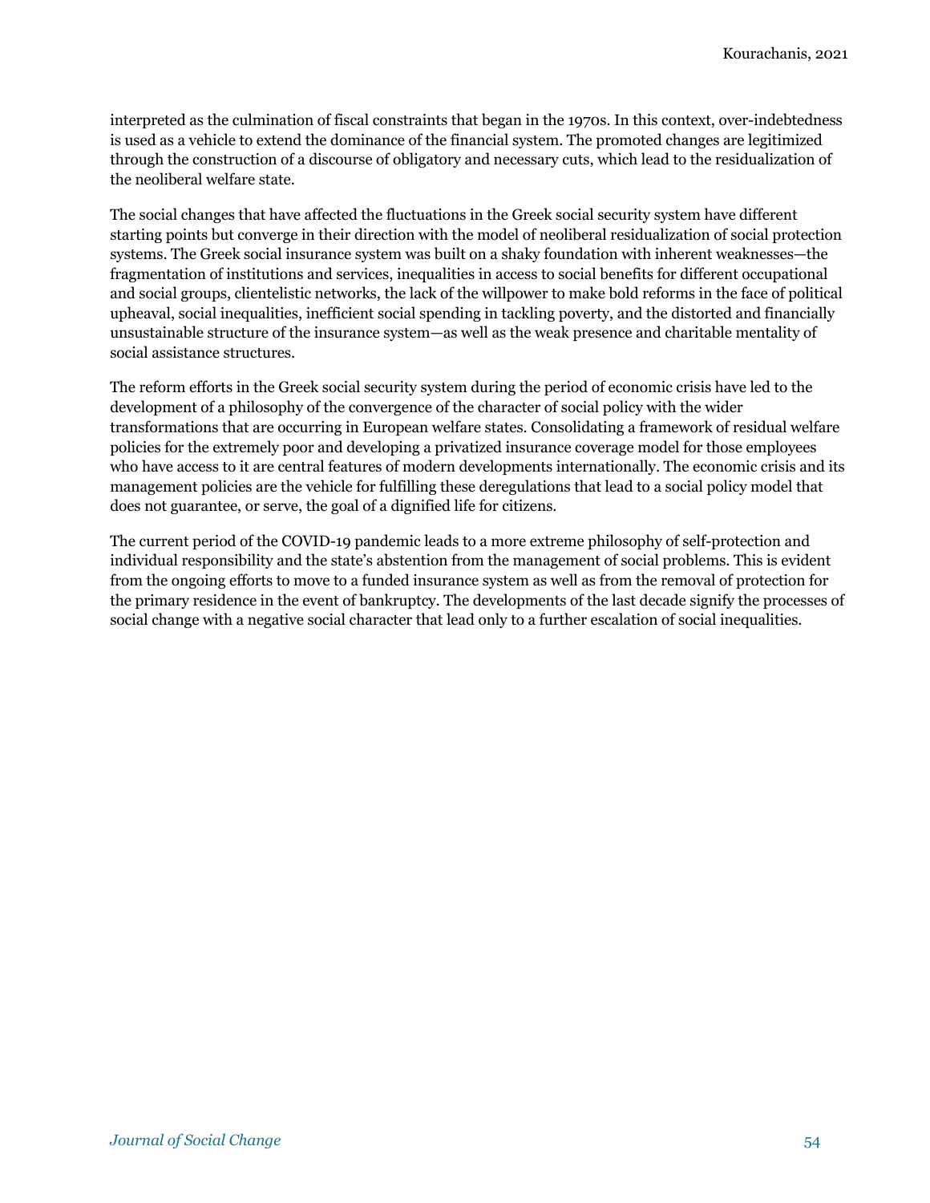interpreted as the culmination of fiscal constraints that began in the 1970s. In this context, over-indebtedness is used as a vehicle to extend the dominance of the financial system. The promoted changes are legitimized through the construction of a discourse of obligatory and necessary cuts, which lead to the residualization of the neoliberal welfare state.

The social changes that have affected the fluctuations in the Greek social security system have different starting points but converge in their direction with the model of neoliberal residualization of social protection systems. The Greek social insurance system was built on a shaky foundation with inherent weaknesses—the fragmentation of institutions and services, inequalities in access to social benefits for different occupational and social groups, clientelistic networks, the lack of the willpower to make bold reforms in the face of political upheaval, social inequalities, inefficient social spending in tackling poverty, and the distorted and financially unsustainable structure of the insurance system—as well as the weak presence and charitable mentality of social assistance structures.

The reform efforts in the Greek social security system during the period of economic crisis have led to the development of a philosophy of the convergence of the character of social policy with the wider transformations that are occurring in European welfare states. Consolidating a framework of residual welfare policies for the extremely poor and developing a privatized insurance coverage model for those employees who have access to it are central features of modern developments internationally. The economic crisis and its management policies are the vehicle for fulfilling these deregulations that lead to a social policy model that does not guarantee, or serve, the goal of a dignified life for citizens.

The current period of the COVID-19 pandemic leads to a more extreme philosophy of self-protection and individual responsibility and the state's abstention from the management of social problems. This is evident from the ongoing efforts to move to a funded insurance system as well as from the removal of protection for the primary residence in the event of bankruptcy. The developments of the last decade signify the processes of social change with a negative social character that lead only to a further escalation of social inequalities.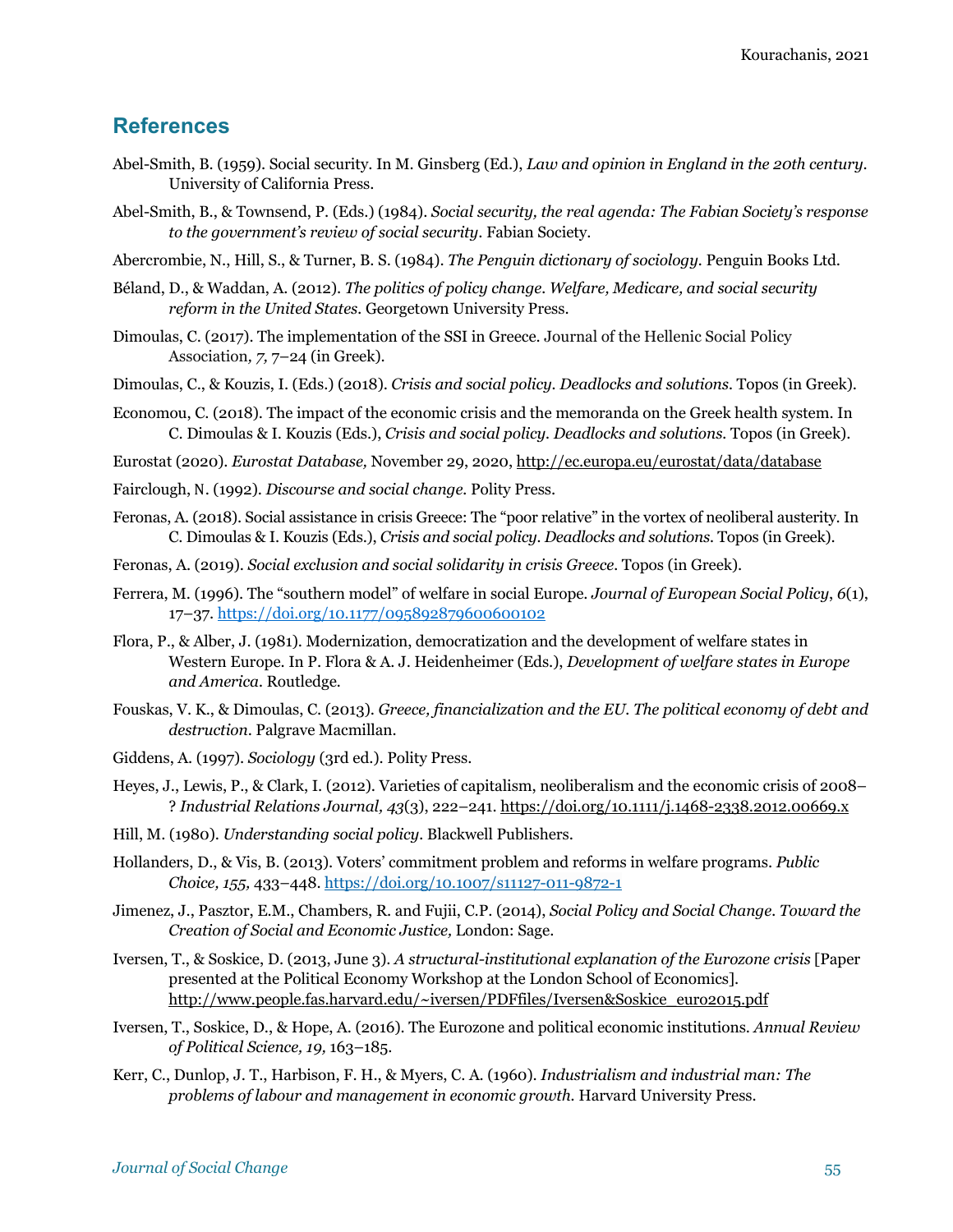## References

Abel-Smith, B. (1959). Social security. In M. Ginsberg (Ed.), *Law and opinion in England in the 20th century*. University of California Press.

Abel-Smith, B., & Townsend, P. (Eds.) (1984). *Social security, the real agenda: The Fabian Society's response to the government's review of social security*. Fabian Society.

Abercrombie, N., Hill, S., & Turner, B. S. (1984). *The Penguin dictionary of sociology*. Penguin Books Ltd.

Béland, D., & Waddan, A. (2012). *The politics of policy change. Welfare, Medicare, and social security reform in the United States*. Georgetown University Press.

Dimoulas, C. (2017). The implementation of the SSI in Greece. Journal of the Hellenic Social Policy Association*, 7,* 7–24 (in Greek).

Dimoulas, C., & Kouzis, I. (Eds.) (2018). *Crisis and social policy. Deadlocks and solutions*. Topos (in Greek).

Economou, C. (2018). The impact of the economic crisis and the memoranda on the Greek health system. In C. Dimoulas & I. Kouzis (Eds.), *Crisis and social policy. Deadlocks and solutions*. Topos (in Greek).

Eurostat (2020). *Eurostat Database,* November 29, 2020, http://ec.europa.eu/eurostat/data/database

Fairclough, N. (1992). *Discourse and social change.* Polity Press.

Feronas, A. (2018). Social assistance in crisis Greece: The "poor relative" in the vortex of neoliberal austerity. In C. Dimoulas & I. Kouzis (Eds.), *Crisis and social policy. Deadlocks and solutions*. Topos (in Greek).

Feronas, A. (2019). *Social exclusion and social solidarity in crisis Greece*. Topos (in Greek).

Ferrera, M. (1996). The "southern model" of welfare in social Europe. *Journal of European Social Policy*, *6*(1), 17–37. https://doi.org/10.1177/095892879600600102

Flora, P., & Alber, J. (1981). Modernization, democratization and the development of welfare states in Western Europe. In P. Flora & A. J. Heidenheimer (Eds.), *Development of welfare states in Europe and America*. Routledge.

Fouskas, V. K., & Dimoulas, C. (2013). *Greece, financialization and the EU. The political economy of debt and destruction*. Palgrave Macmillan.

Giddens, A. (1997). *Sociology* (3rd ed.). Polity Press.

Heyes, J., Lewis, P., & Clark, I. (2012). Varieties of capitalism, neoliberalism and the economic crisis of 2008–? *Industrial Relations Journal, 43*(3), 222–241. https://doi.org/10.1111/j.1468-2338.2012.00669.x

Hill, M. (1980). *Understanding social policy*. Blackwell Publishers.

Hollanders, D., & Vis, B. (2013). Voters' commitment problem and reforms in welfare programs. *Public Choice, 155,* 433–448. https://doi.org/10.1007/s11127-011-9872-1

Jimenez, J., Pasztor, E.M., Chambers, R. and Fujii, C.P. (2014), *Social Policy and Social Change. Toward the Creation of Social and Economic Justice,* London: Sage.

Iversen, T., & Soskice, D. (2013, June 3). *A structural-institutional explanation of the Eurozone crisis* [Paper presented at the Political Economy Workshop at the London School of Economics]. http://www.people.fas.harvard.edu/~iversen/PDFfiles/Iversen&Soskice_euro2015.pdf

Iversen, T., Soskice, D., & Hope, A. (2016). The Eurozone and political economic institutions. *Annual Review of Political Science, 19,* 163–185.

Kerr, C., Dunlop, J. T., Harbison, F. H., & Myers, C. A. (1960). *Industrialism and industrial man: The problems of labour and management in economic growth.* Harvard University Press.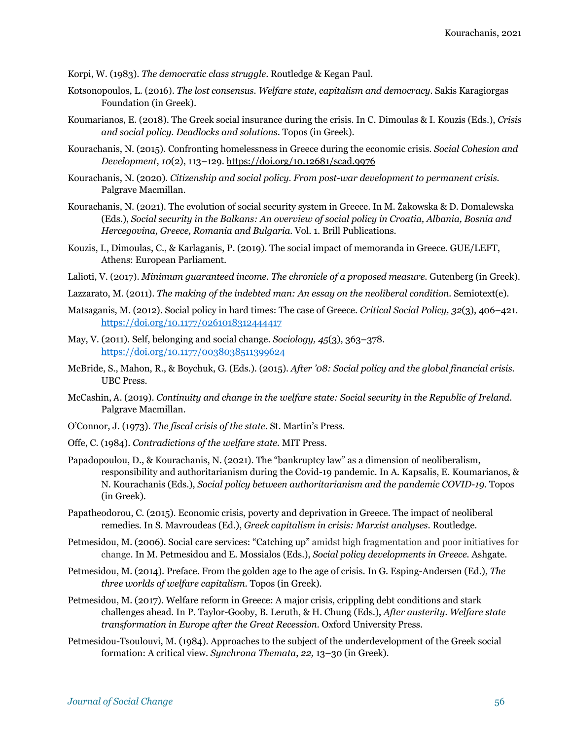Korpi, W. (1983). *The democratic class struggle*. Routledge & Kegan Paul.

Kotsonopoulos, L. (2016). *The lost consensus. Welfare state, capitalism and democracy*. Sakis Karagiorgas Foundation (in Greek).

Koumarianos, E. (2018). The Greek social insurance during the crisis. In C. Dimoulas & I. Kouzis (Eds.), *Crisis and social policy. Deadlocks and solutions*. Topos (in Greek).

Kourachanis, N. (2015). Confronting homelessness in Greece during the economic crisis. *Social Cohesion and Development*, *10*(2), 113–129. https://doi.org/10.12681/scad.9976

Kourachanis, N. (2020). *Citizenship and social policy. From post-war development to permanent crisis*. Palgrave Macmillan.

Kourachanis, N. (2021). The evolution of social security system in Greece. In M. Żakowska & D. Domalewska (Eds.), *Social security in the Balkans: An overview of social policy in Croatia, Albania, Bosnia and Hercegovina, Greece, Romania and Bulgaria*. Vol. 1. Brill Publications.

Kouzis, I., Dimoulas, C., & Karlaganis, P. (2019). The social impact of memoranda in Greece. GUE/LEFT, Athens: European Parliament.

Lalioti, V. (2017). *Minimum guaranteed income. The chronicle of a proposed measure*. Gutenberg (in Greek).

Lazzarato, M. (2011). *The making of the indebted man: An essay on the neoliberal condition*. Semiotext(e).

Matsaganis, M. (2012). Social policy in hard times: The case of Greece. *Critical Social Policy, 32*(3), 406–421. https://doi.org/10.1177/0261018312444417

May, V. (2011). Self, belonging and social change. *Sociology, 45*(3), 363–378. https://doi.org/10.1177/0038038511399624

McBride, S., Mahon, R., & Boychuk, G. (Eds.). (2015). *After '08: Social policy and the global financial crisis*. UBC Press.

McCashin, A. (2019). *Continuity and change in the welfare state: Social security in the Republic of Ireland*. Palgrave Macmillan.

O'Connor, J. (1973). *The fiscal crisis of the state*. St. Martin's Press.

Offe, C. (1984). *Contradictions of the welfare state*. MIT Press.

Papadopoulou, D., & Kourachanis, N. (2021). The "bankruptcy law" as a dimension of neoliberalism, responsibility and authoritarianism during the Covid-19 pandemic. In A. Kapsalis, E. Koumarianos, & N. Kourachanis (Eds.), *Social policy between authoritarianism and the pandemic COVID-19*. Topos (in Greek).

Papatheodorou, C. (2015). Economic crisis, poverty and deprivation in Greece. The impact of neoliberal remedies. In S. Mavroudeas (Ed.), *Greek capitalism in crisis: Marxist analyses*. Routledge.

Petmesidou, M. (2006). Social care services: "Catching up" amidst high fragmentation and poor initiatives for change. In M. Petmesidou and E. Mossialos (Eds.), *Social policy developments in Greece*. Ashgate.

Petmesidou, M. (2014). Preface. From the golden age to the age of crisis. In G. Esping-Andersen (Ed.), *The three worlds of welfare capitalism*. Topos (in Greek).

Petmesidou, M. (2017). Welfare reform in Greece: A major crisis, crippling debt conditions and stark challenges ahead. In P. Taylor-Gooby, B. Leruth, & H. Chung (Eds.), *After austerity. Welfare state transformation in Europe after the Great Recession*. Oxford University Press.

Petmesidou-Tsoulouvi, M. (1984). Approaches to the subject of the underdevelopment of the Greek social formation: A critical view. *Synchrona Themata*, *22,* 13–30 (in Greek).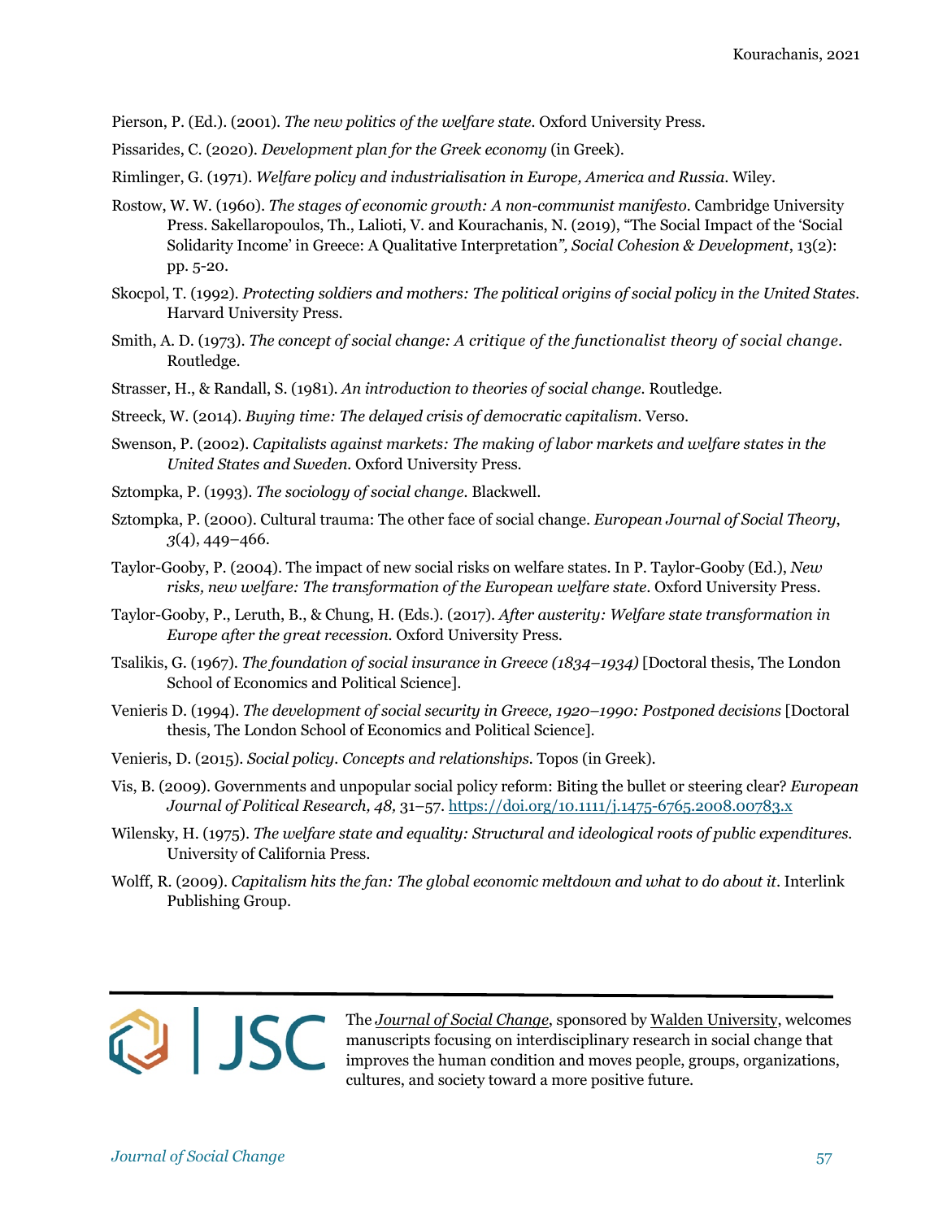Pierson, P. (Ed.). (2001). *The new politics of the welfare state*. Oxford University Press.

Pissarides, C. (2020). *Development plan for the Greek economy* (in Greek).

Rimlinger, G. (1971). *Welfare policy and industrialisation in Europe, America and Russia*. Wiley.

Rostow, W. W. (1960). *The stages of economic growth: A non-communist manifesto*. Cambridge University Press. Sakellaropoulos, Th., Lalioti, V. and Kourachanis, N. (2019), "The Social Impact of the 'Social Solidarity Income' in Greece: A Qualitative Interpretation*", Social Cohesion & Development*, 13(2): pp. 5-20.

Skocpol, T. (1992). *Protecting soldiers and mothers: The political origins of social policy in the United States*. Harvard University Press.

Smith, A. D. (1973). *The concept of social change: A critique of the functionalist theory of social change*. Routledge.

Strasser, H., & Randall, S. (1981). *An introduction to theories of social change*. Routledge.

Streeck, W. (2014). *Buying time: The delayed crisis of democratic capitalism*. Verso.

Swenson, P. (2002). *Capitalists against markets: The making of labor markets and welfare states in the United States and Sweden*. Oxford University Press.

Sztompka, P. (1993). *The sociology of social change*. Blackwell.

Sztompka, P. (2000). Cultural trauma: The other face of social change. *European Journal of Social Theory*, *3*(4), 449–466.

Taylor-Gooby, P. (2004). The impact of new social risks on welfare states. In P. Taylor-Gooby (Ed.), *New risks, new welfare: The transformation of the European welfare state*. Oxford University Press.

Taylor-Gooby, P., Leruth, B., & Chung, H. (Eds.). (2017). *After austerity: Welfare state transformation in Europe after the great recession*. Oxford University Press.

Tsalikis, G. (1967). *The foundation of social insurance in Greece (1834–1934)* [Doctoral thesis, The London School of Economics and Political Science].

Venieris D. (1994). *The development of social security in Greece, 1920–1990: Postponed decisions* [Doctoral thesis, The London School of Economics and Political Science].

Venieris, D. (2015). *Social policy. Concepts and relationships*. Topos (in Greek).

Vis, B. (2009). Governments and unpopular social policy reform: Biting the bullet or steering clear? *European Journal of Political Research, 48,* 31–57. https://doi.org/10.1111/j.1475-6765.2008.00783.x

Wilensky, H. (1975). *The welfare state and equality: Structural and ideological roots of public expenditures*. University of California Press.

Wolff, R. (2009). *Capitalism hits the fan: The global economic meltdown and what to do about it*. Interlink Publishing Group.

JSC

The *Journal of Social Change*, sponsored by Walden University, welcomes manuscripts focusing on interdisciplinary research in social change that improves the human condition and moves people, groups, organizations, cultures, and society toward a more positive future.